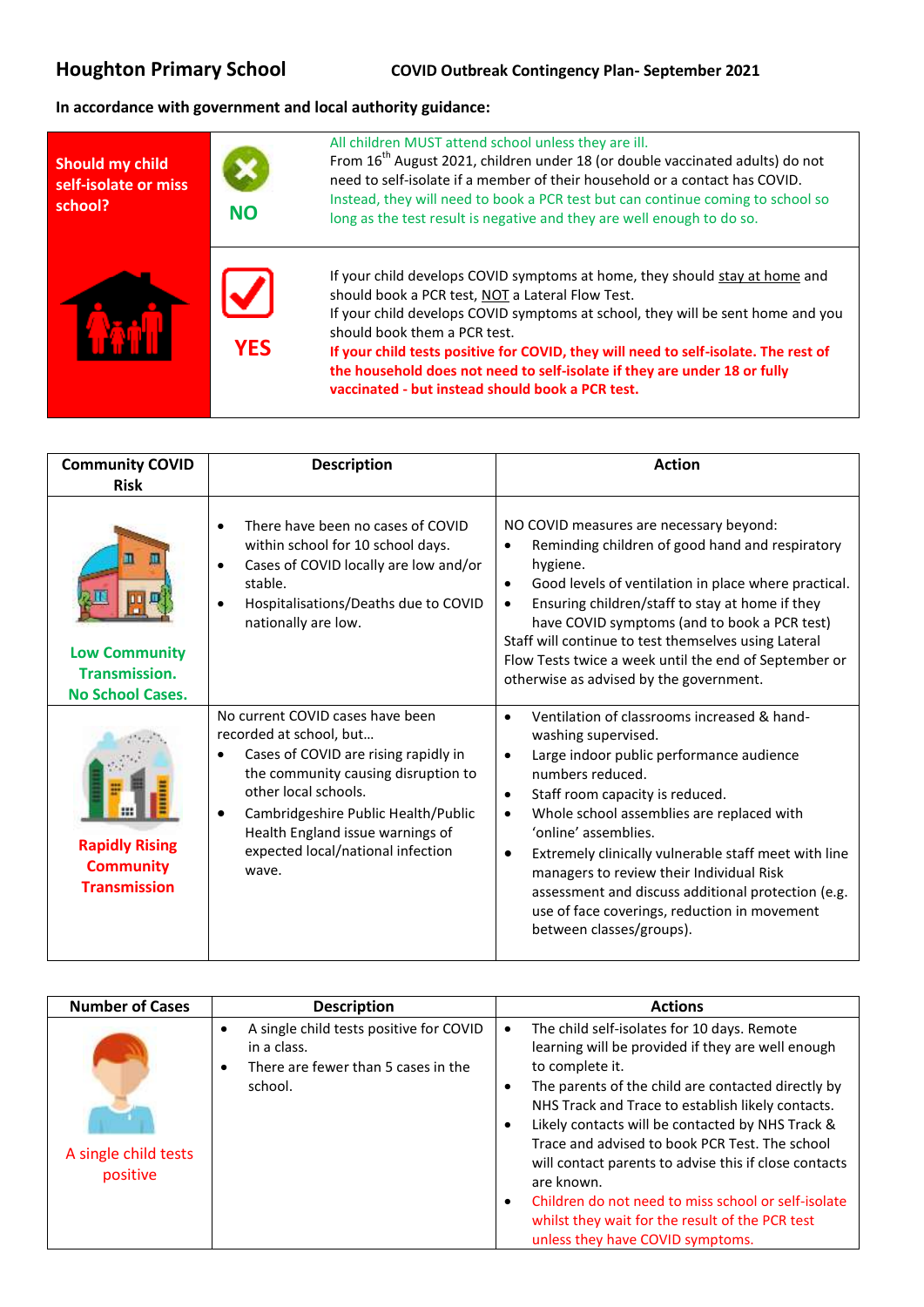# Houghton Primary School

**COVID Outbreak Contingency Plan- September 2021**

**In accordance with government and local authority guidance:**

| Should my child self-isolate or miss school? | | |
|---|---|---|
| | **NO** | All children MUST attend school unless they are ill. From 16th August 2021, children under 18 (or double vaccinated adults) do not need to self-isolate if a member of their household or a contact has COVID. Instead, they will need to book a PCR test but can continue coming to school so long as the test result is negative and they are well enough to do so. |
| | **YES** | If your child develops COVID symptoms at home, they should stay at home and should book a PCR test, NOT a Lateral Flow Test. If your child develops COVID symptoms at school, they will be sent home and you should book them a PCR test. **If your child tests positive for COVID, they will need to self-isolate. The rest of the household does not need to self-isolate if they are under 18 or fully vaccinated - but instead should book a PCR test.** |

| Community COVID Risk | Description | Action |
|---|---|---|
| **Low Community Transmission. No School Cases.** | • There have been no cases of COVID within school for 10 school days.<br>• Cases of COVID locally are low and/or stable.<br>• Hospitalisations/Deaths due to COVID nationally are low. | NO COVID measures are necessary beyond:<br>• Reminding children of good hand and respiratory hygiene.<br>• Good levels of ventilation in place where practical.<br>• Ensuring children/staff to stay at home if they have COVID symptoms (and to book a PCR test)<br>Staff will continue to test themselves using Lateral Flow Tests twice a week until the end of September or otherwise as advised by the government. |
| **Rapidly Rising Community Transmission** | No current COVID cases have been recorded at school, but…<br>• Cases of COVID are rising rapidly in the community causing disruption to other local schools.<br>• Cambridgeshire Public Health/Public Health England issue warnings of expected local/national infection wave. | • Ventilation of classrooms increased & hand-washing supervised.<br>• Large indoor public performance audience numbers reduced.<br>• Staff room capacity is reduced.<br>• Whole school assemblies are replaced with 'online' assemblies.<br>• Extremely clinically vulnerable staff meet with line managers to review their Individual Risk assessment and discuss additional protection (e.g. use of face coverings, reduction in movement between classes/groups). |

| Number of Cases | Description | Actions |
|---|---|---|
| A single child tests positive | • A single child tests positive for COVID in a class.<br>• There are fewer than 5 cases in the school. | • The child self-isolates for 10 days. Remote learning will be provided if they are well enough to complete it.<br>• The parents of the child are contacted directly by NHS Track and Trace to establish likely contacts.<br>• Likely contacts will be contacted by NHS Track & Trace and advised to book PCR Test. The school will contact parents to advise this if close contacts are known.<br>• Children do not need to miss school or self-isolate whilst they wait for the result of the PCR test unless they have COVID symptoms. |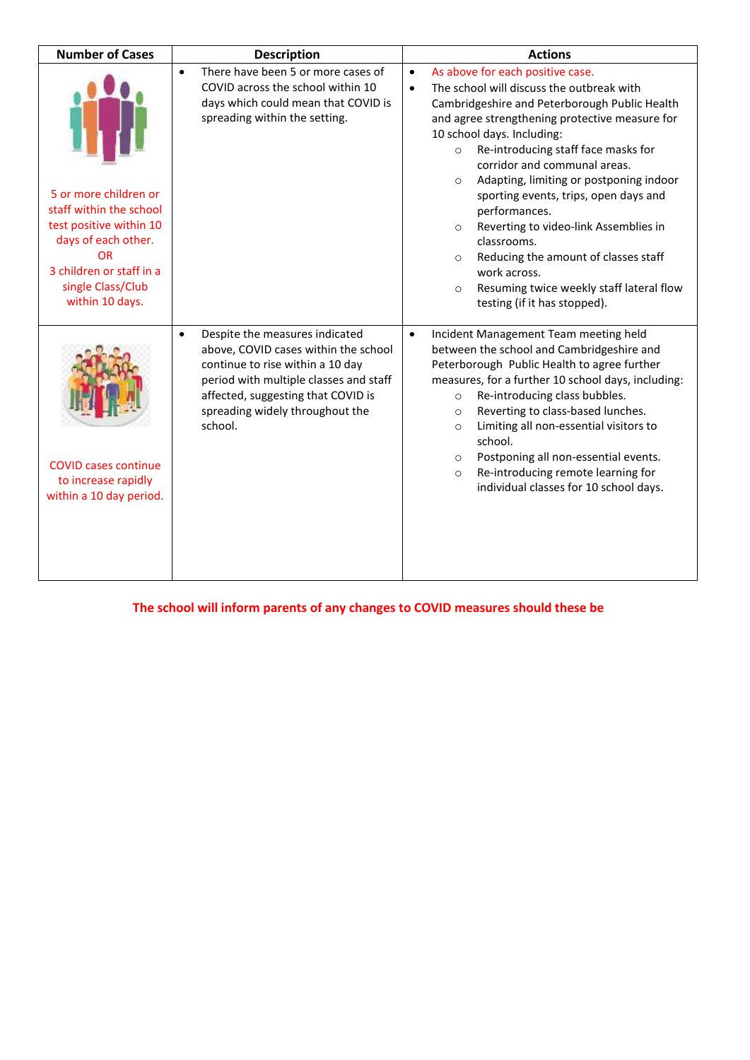| Number of Cases | Description | Actions |
| --- | --- | --- |
| 5 or more children or staff within the school test positive within 10 days of each other.<br>OR<br>3 children or staff in a single Class/Club within 10 days. | • There have been 5 or more cases of COVID across the school within 10 days which could mean that COVID is spreading within the setting. | • As above for each positive case.<br>• The school will discuss the outbreak with Cambridgeshire and Peterborough Public Health and agree strengthening protective measure for 10 school days. Including:<br>○ Re-introducing staff face masks for corridor and communal areas.<br>○ Adapting, limiting or postponing indoor sporting events, trips, open days and performances.<br>○ Reverting to video-link Assemblies in classrooms.<br>○ Reducing the amount of classes staff work across.<br>○ Resuming twice weekly staff lateral flow testing (if it has stopped). |
| COVID cases continue to increase rapidly within a 10 day period. | • Despite the measures indicated above, COVID cases within the school continue to rise within a 10 day period with multiple classes and staff affected, suggesting that COVID is spreading widely throughout the school. | • Incident Management Team meeting held between the school and Cambridgeshire and Peterborough Public Health to agree further measures, for a further 10 school days, including:<br>○ Re-introducing class bubbles.<br>○ Reverting to class-based lunches.<br>○ Limiting all non-essential visitors to school.<br>○ Postponing all non-essential events.<br>○ Re-introducing remote learning for individual classes for 10 school days. |

**The school will inform parents of any changes to COVID measures should these be**